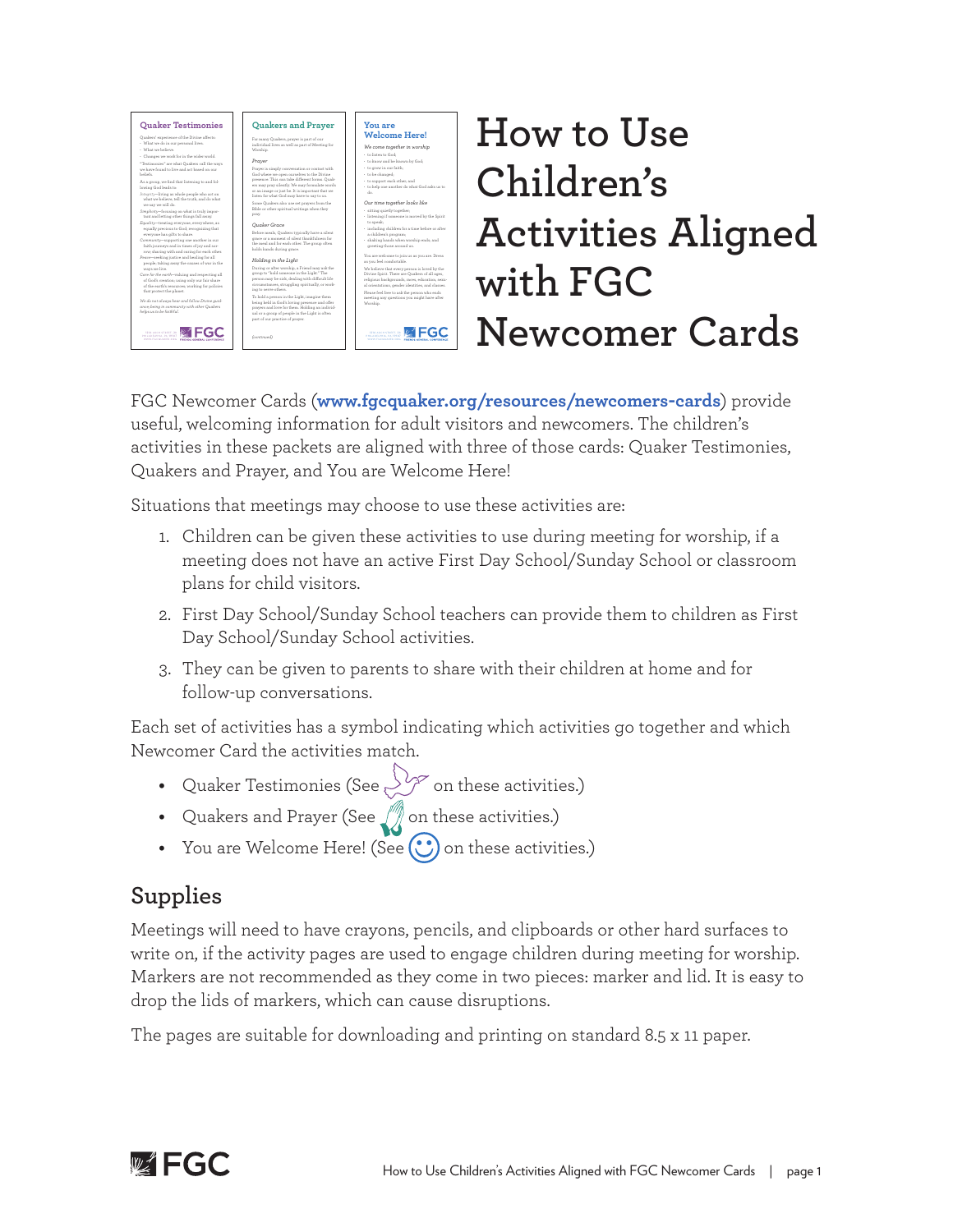# How to Use Children's Activities Aligned with FGC Newcomer Cards

FGC Newcomer Cards (**www.fgcquaker.org/resources/newcomers-cards**) provide useful, welcoming information for adult visitors and newcomers. The children's activities in these packets are aligned with three of those cards: Quaker Testimonies, Quakers and Prayer, and You are Welcome Here!

Situations that meetings may choose to use these activities are:

1. Children can be given these activities to use during meeting for worship, if a meeting does not have an active First Day School/Sunday School or classroom plans for child visitors.
2. First Day School/Sunday School teachers can provide them to children as First Day School/Sunday School activities.
3. They can be given to parents to share with their children at home and for follow-up conversations.

Each set of activities has a symbol indicating which activities go together and which Newcomer Card the activities match.

- Quaker Testimonies (See on these activities.)
- Quakers and Prayer (See on these activities.)
- You are Welcome Here! (See on these activities.)

## Supplies

Meetings will need to have crayons, pencils, and clipboards or other hard surfaces to write on, if the activity pages are used to engage children during meeting for worship. Markers are not recommended as they come in two pieces: marker and lid. It is easy to drop the lids of markers, which can cause disruptions.

The pages are suitable for downloading and printing on standard 8.5 x 11 paper.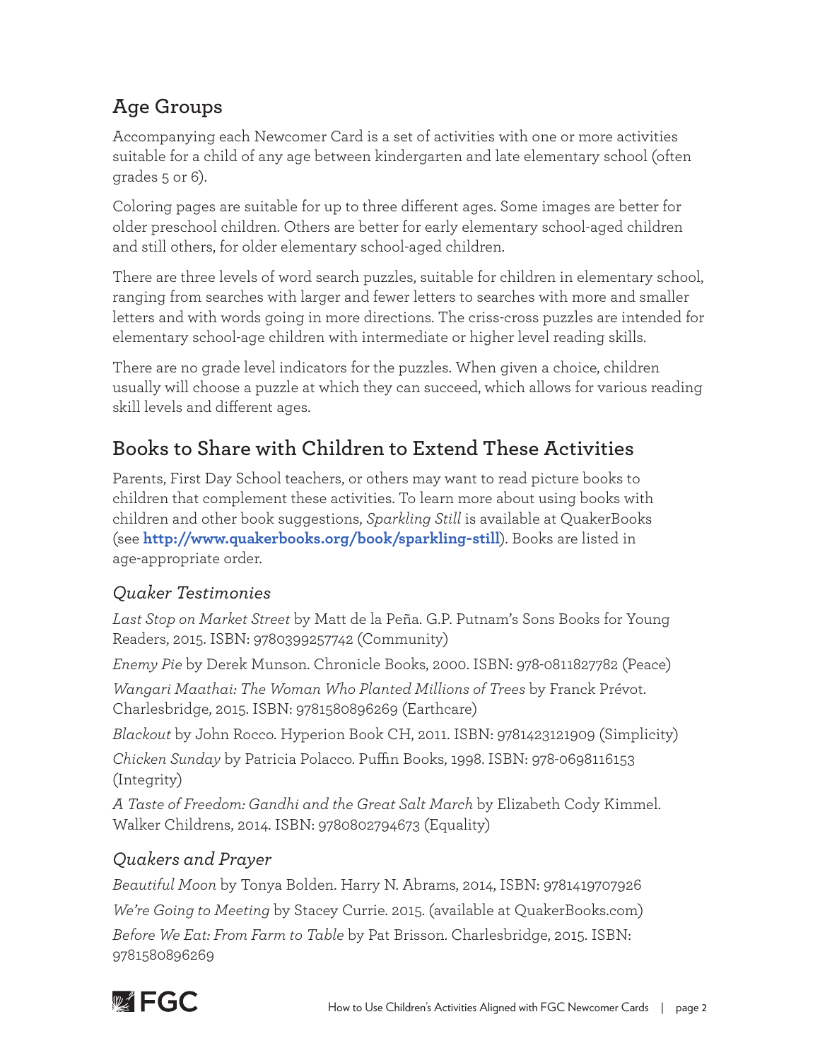## Age Groups

Accompanying each Newcomer Card is a set of activities with one or more activities suitable for a child of any age between kindergarten and late elementary school (often grades 5 or 6).

Coloring pages are suitable for up to three different ages. Some images are better for older preschool children. Others are better for early elementary school-aged children and still others, for older elementary school-aged children.

There are three levels of word search puzzles, suitable for children in elementary school, ranging from searches with larger and fewer letters to searches with more and smaller letters and with words going in more directions. The criss-cross puzzles are intended for elementary school-age children with intermediate or higher level reading skills.

There are no grade level indicators for the puzzles. When given a choice, children usually will choose a puzzle at which they can succeed, which allows for various reading skill levels and different ages.

## Books to Share with Children to Extend These Activities

Parents, First Day School teachers, or others may want to read picture books to children that complement these activities. To learn more about using books with children and other book suggestions, *Sparkling Still* is available at QuakerBooks (see **http://www.quakerbooks.org/book/sparkling-still**). Books are listed in age-appropriate order.

### *Quaker Testimonies*

*Last Stop on Market Street* by Matt de la Peña. G.P. Putnam's Sons Books for Young Readers, 2015. ISBN: 9780399257742 (Community)

*Enemy Pie* by Derek Munson. Chronicle Books, 2000. ISBN: 978-0811827782 (Peace)

*Wangari Maathai: The Woman Who Planted Millions of Trees* by Franck Prévot. Charlesbridge, 2015. ISBN: 9781580896269 (Earthcare)

*Blackout* by John Rocco. Hyperion Book CH, 2011. ISBN: 9781423121909 (Simplicity)

*Chicken Sunday* by Patricia Polacco. Puffin Books, 1998. ISBN: 978-0698116153 (Integrity)

*A Taste of Freedom: Gandhi and the Great Salt March* by Elizabeth Cody Kimmel. Walker Childrens, 2014. ISBN: 9780802794673 (Equality)

### *Quakers and Prayer*

*Beautiful Moon* by Tonya Bolden. Harry N. Abrams, 2014, ISBN: 9781419707926

*We're Going to Meeting* by Stacey Currie. 2015. (available at QuakerBooks.com)

*Before We Eat: From Farm to Table* by Pat Brisson. Charlesbridge, 2015. ISBN: 9781580896269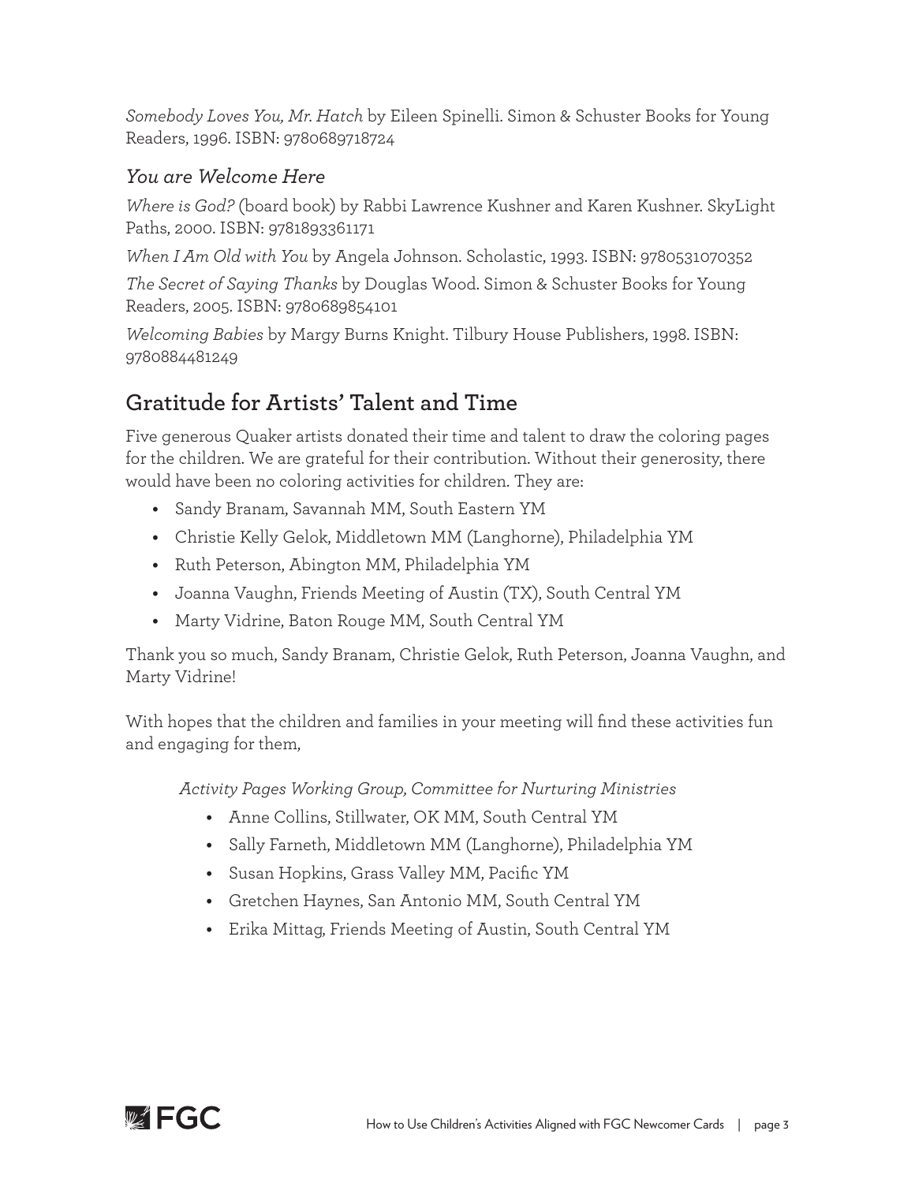*Somebody Loves You, Mr. Hatch* by Eileen Spinelli. Simon & Schuster Books for Young Readers, 1996. ISBN: 9780689718724

### *You are Welcome Here*

*Where is God?* (board book) by Rabbi Lawrence Kushner and Karen Kushner. SkyLight Paths, 2000. ISBN: 9781893361171

*When I Am Old with You* by Angela Johnson. Scholastic, 1993. ISBN: 9780531070352

*The Secret of Saying Thanks* by Douglas Wood. Simon & Schuster Books for Young Readers, 2005. ISBN: 9780689854101

*Welcoming Babies* by Margy Burns Knight. Tilbury House Publishers, 1998. ISBN: 9780884481249

## Gratitude for Artists' Talent and Time

Five generous Quaker artists donated their time and talent to draw the coloring pages for the children. We are grateful for their contribution. Without their generosity, there would have been no coloring activities for children. They are:

- Sandy Branam, Savannah MM, South Eastern YM
- Christie Kelly Gelok, Middletown MM (Langhorne), Philadelphia YM
- Ruth Peterson, Abington MM, Philadelphia YM
- Joanna Vaughn, Friends Meeting of Austin (TX), South Central YM
- Marty Vidrine, Baton Rouge MM, South Central YM

Thank you so much, Sandy Branam, Christie Gelok, Ruth Peterson, Joanna Vaughn, and Marty Vidrine!

With hopes that the children and families in your meeting will find these activities fun and engaging for them,

*Activity Pages Working Group, Committee for Nurturing Ministries*

- Anne Collins, Stillwater, OK MM, South Central YM
- Sally Farneth, Middletown MM (Langhorne), Philadelphia YM
- Susan Hopkins, Grass Valley MM, Pacific YM
- Gretchen Haynes, San Antonio MM, South Central YM
- Erika Mittag, Friends Meeting of Austin, South Central YM